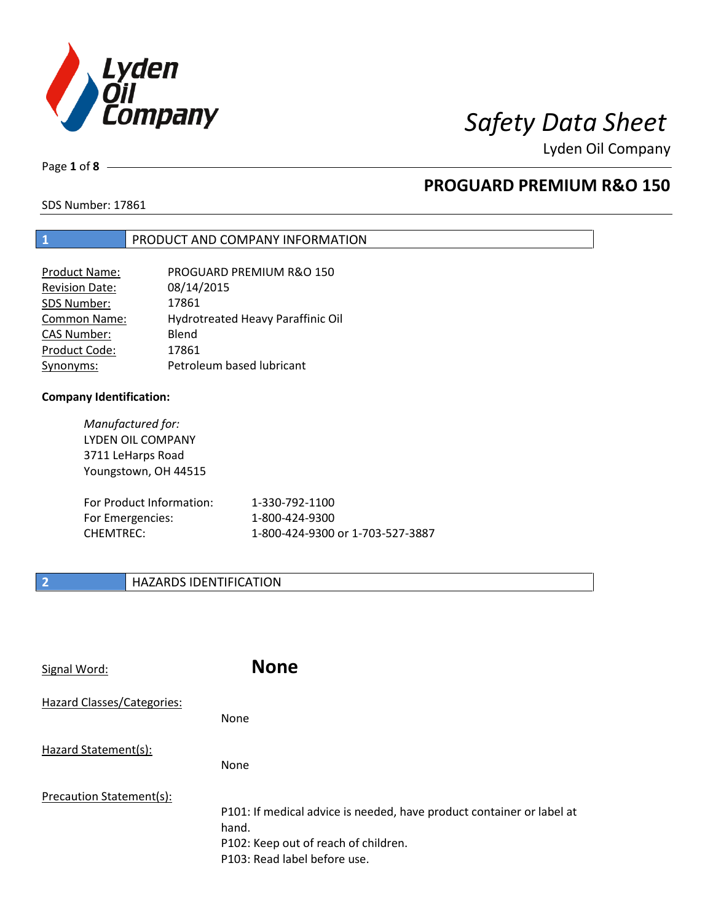# Safety Data Sheet

Lyden Oil Company

## PROGUARD PREMIUM R&O 150

SDS Number: 17861

## 1 PRODUCT AND COMPANY INFORMATION

| | |
|---|---|
| Product Name: | PROGUARD PREMIUM R&O 150 |
| Revision Date: | 08/14/2015 |
| SDS Number: | 17861 |
| Common Name: | Hydrotreated Heavy Paraffinic Oil |
| CAS Number: | Blend |
| Product Code: | 17861 |
| Synonyms: | Petroleum based lubricant |

**Company Identification:**

*Manufactured for:*
LYDEN OIL COMPANY
3711 LeHarps Road
Youngstown, OH 44515

| | |
|---|---|
| For Product Information: | 1-330-792-1100 |
| For Emergencies: | 1-800-424-9300 |
| CHEMTREC: | 1-800-424-9300 or 1-703-527-3887 |

## 2 HAZARDS IDENTIFICATION

Signal Word: **None**

Hazard Classes/Categories:

None

Hazard Statement(s):

None

Precaution Statement(s):

P101: If medical advice is needed, have product container or label at hand.
P102: Keep out of reach of children.
P103: Read label before use.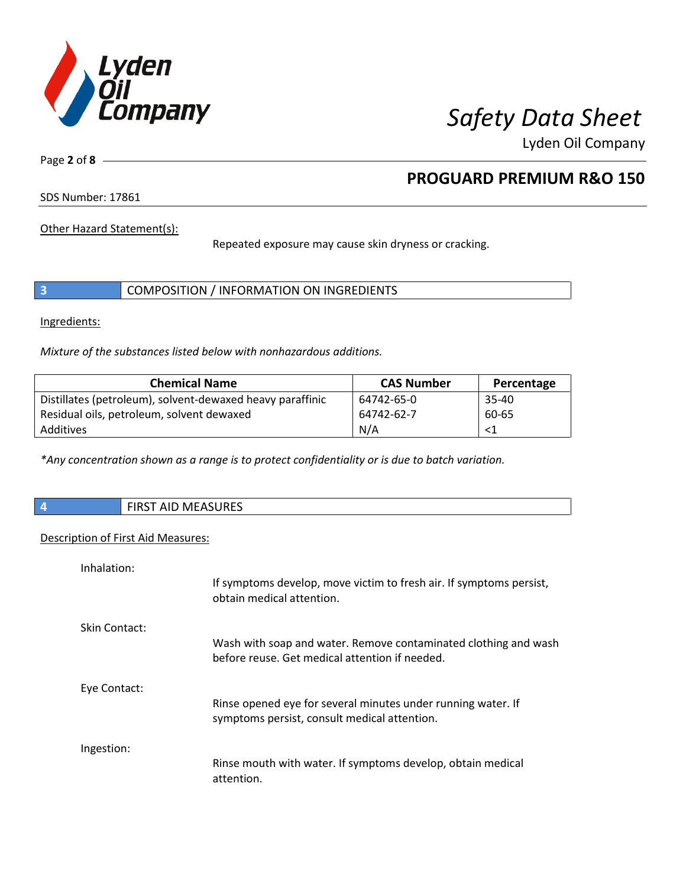Other Hazard Statement(s):

Repeated exposure may cause skin dryness or cracking.

## 3 COMPOSITION / INFORMATION ON INGREDIENTS

Ingredients:

*Mixture of the substances listed below with nonhazardous additions.*

| Chemical Name | CAS Number | Percentage |
|---|---|---|
| Distillates (petroleum), solvent-dewaxed heavy paraffinic | 64742-65-0 | 35-40 |
| Residual oils, petroleum, solvent dewaxed | 64742-62-7 | 60-65 |
| Additives | N/A | <1 |

*\*Any concentration shown as a range is to protect confidentiality or is due to batch variation.*

## 4 FIRST AID MEASURES

Description of First Aid Measures:

Inhalation:

If symptoms develop, move victim to fresh air. If symptoms persist, obtain medical attention.

Skin Contact:

Wash with soap and water. Remove contaminated clothing and wash before reuse. Get medical attention if needed.

Eye Contact:

Rinse opened eye for several minutes under running water. If symptoms persist, consult medical attention.

Ingestion:

Rinse mouth with water. If symptoms develop, obtain medical attention.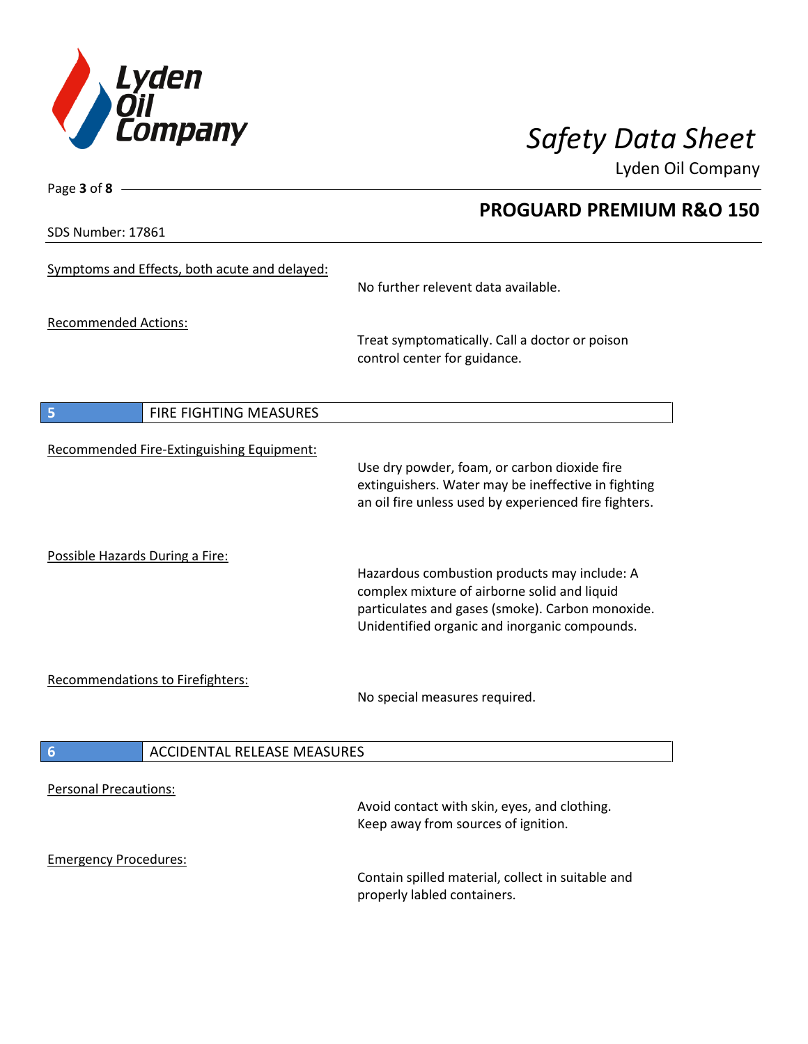Symptoms and Effects, both acute and delayed:

No further relevent data available.

Recommended Actions:

Treat symptomatically. Call a doctor or poison control center for guidance.

## 5 FIRE FIGHTING MEASURES

Recommended Fire-Extinguishing Equipment:

Use dry powder, foam, or carbon dioxide fire extinguishers. Water may be ineffective in fighting an oil fire unless used by experienced fire fighters.

Possible Hazards During a Fire:

Hazardous combustion products may include: A complex mixture of airborne solid and liquid particulates and gases (smoke). Carbon monoxide. Unidentified organic and inorganic compounds.

Recommendations to Firefighters:

No special measures required.

## 6 ACCIDENTAL RELEASE MEASURES

Personal Precautions:

Avoid contact with skin, eyes, and clothing. Keep away from sources of ignition.

Emergency Procedures:

Contain spilled material, collect in suitable and properly labled containers.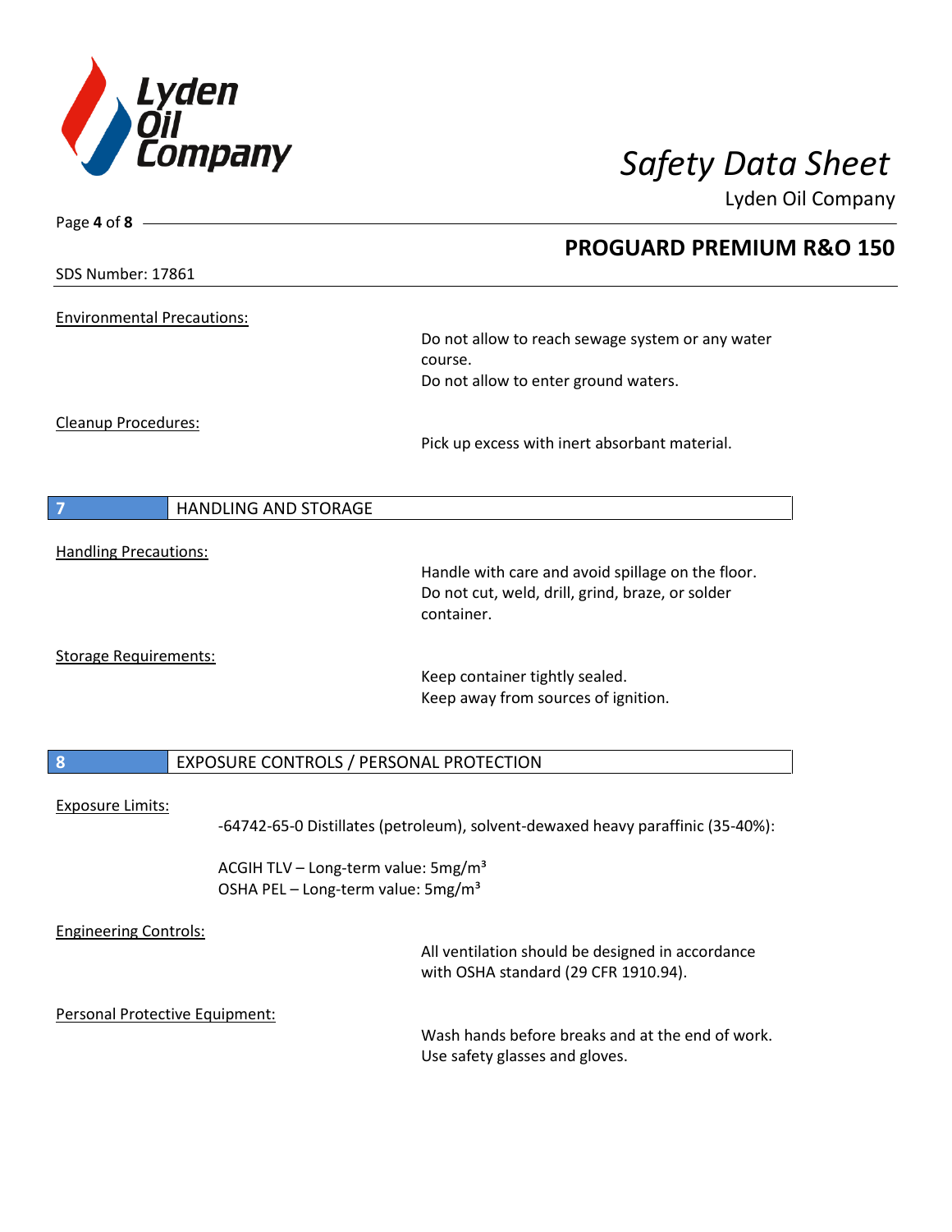Environmental Precautions:

Do not allow to reach sewage system or any water course.
Do not allow to enter ground waters.

Cleanup Procedures:

Pick up excess with inert absorbant material.

## 7 HANDLING AND STORAGE

Handling Precautions:

Handle with care and avoid spillage on the floor.
Do not cut, weld, drill, grind, braze, or solder container.

Storage Requirements:

Keep container tightly sealed.
Keep away from sources of ignition.

## 8 EXPOSURE CONTROLS / PERSONAL PROTECTION

Exposure Limits:

-64742-65-0 Distillates (petroleum), solvent-dewaxed heavy paraffinic (35-40%):

ACGIH TLV – Long-term value: 5mg/m³
OSHA PEL – Long-term value: 5mg/m³

Engineering Controls:

All ventilation should be designed in accordance with OSHA standard (29 CFR 1910.94).

Personal Protective Equipment:

Wash hands before breaks and at the end of work.
Use safety glasses and gloves.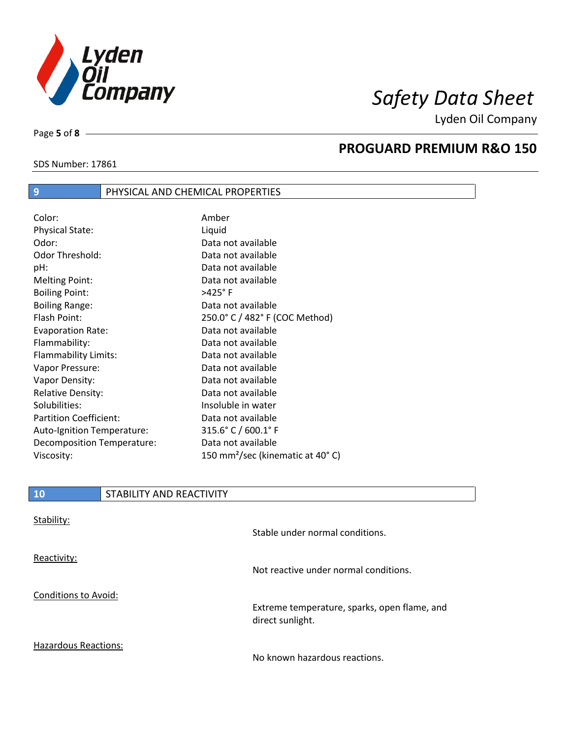## 9 PHYSICAL AND CHEMICAL PROPERTIES

| Property | Value |
|---|---|
| Color: | Amber |
| Physical State: | Liquid |
| Odor: | Data not available |
| Odor Threshold: | Data not available |
| pH: | Data not available |
| Melting Point: | Data not available |
| Boiling Point: | >425° F |
| Boiling Range: | Data not available |
| Flash Point: | 250.0° C / 482° F (COC Method) |
| Evaporation Rate: | Data not available |
| Flammability: | Data not available |
| Flammability Limits: | Data not available |
| Vapor Pressure: | Data not available |
| Vapor Density: | Data not available |
| Relative Density: | Data not available |
| Solubilities: | Insoluble in water |
| Partition Coefficient: | Data not available |
| Auto-Ignition Temperature: | 315.6° C / 600.1° F |
| Decomposition Temperature: | Data not available |
| Viscosity: | 150 $mm^2$/sec (kinematic at 40° C) |

## 10 STABILITY AND REACTIVITY

**Stability:**

Stable under normal conditions.

**Reactivity:**

Not reactive under normal conditions.

**Conditions to Avoid:**

Extreme temperature, sparks, open flame, and direct sunlight.

**Hazardous Reactions:**

No known hazardous reactions.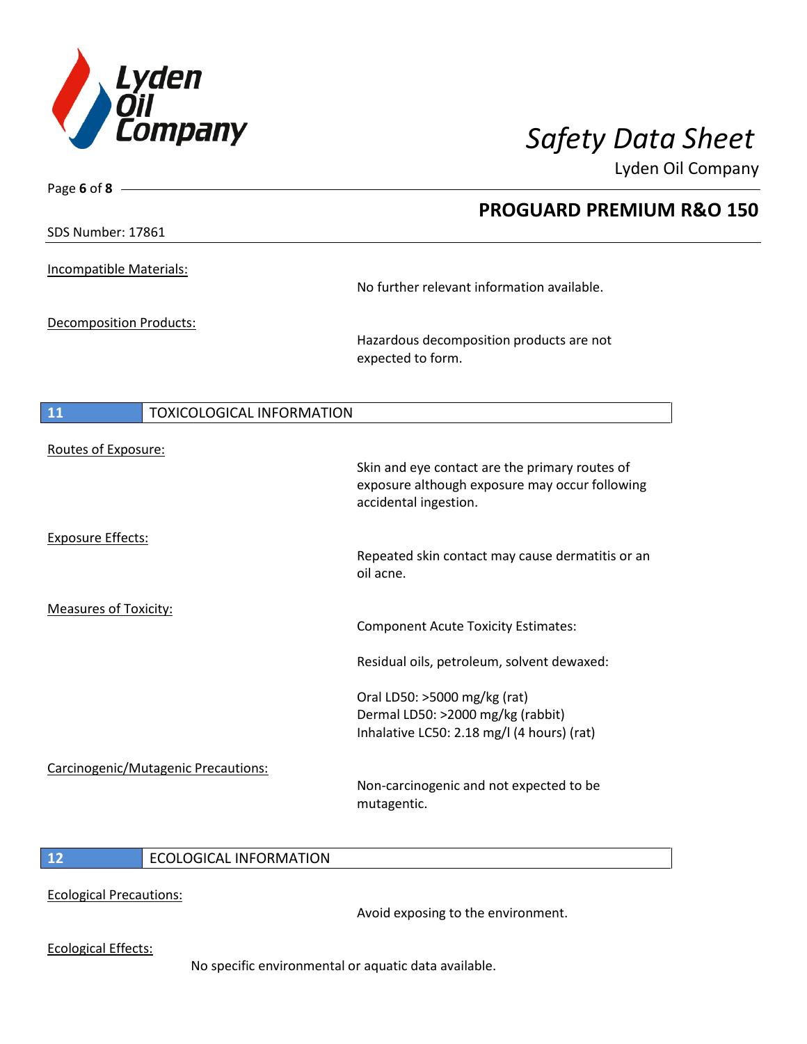Incompatible Materials:

No further relevant information available.

Decomposition Products:

Hazardous decomposition products are not expected to form.

## 11 TOXICOLOGICAL INFORMATION

Routes of Exposure:

Skin and eye contact are the primary routes of exposure although exposure may occur following accidental ingestion.

Exposure Effects:

Repeated skin contact may cause dermatitis or an oil acne.

Measures of Toxicity:

Component Acute Toxicity Estimates:

Residual oils, petroleum, solvent dewaxed:

Oral LD50: >5000 mg/kg (rat)
Dermal LD50: >2000 mg/kg (rabbit)
Inhalative LC50: 2.18 mg/l (4 hours) (rat)

Carcinogenic/Mutagenic Precautions:

Non-carcinogenic and not expected to be mutagentic.

## 12 ECOLOGICAL INFORMATION

Ecological Precautions:

Avoid exposing to the environment.

Ecological Effects:

No specific environmental or aquatic data available.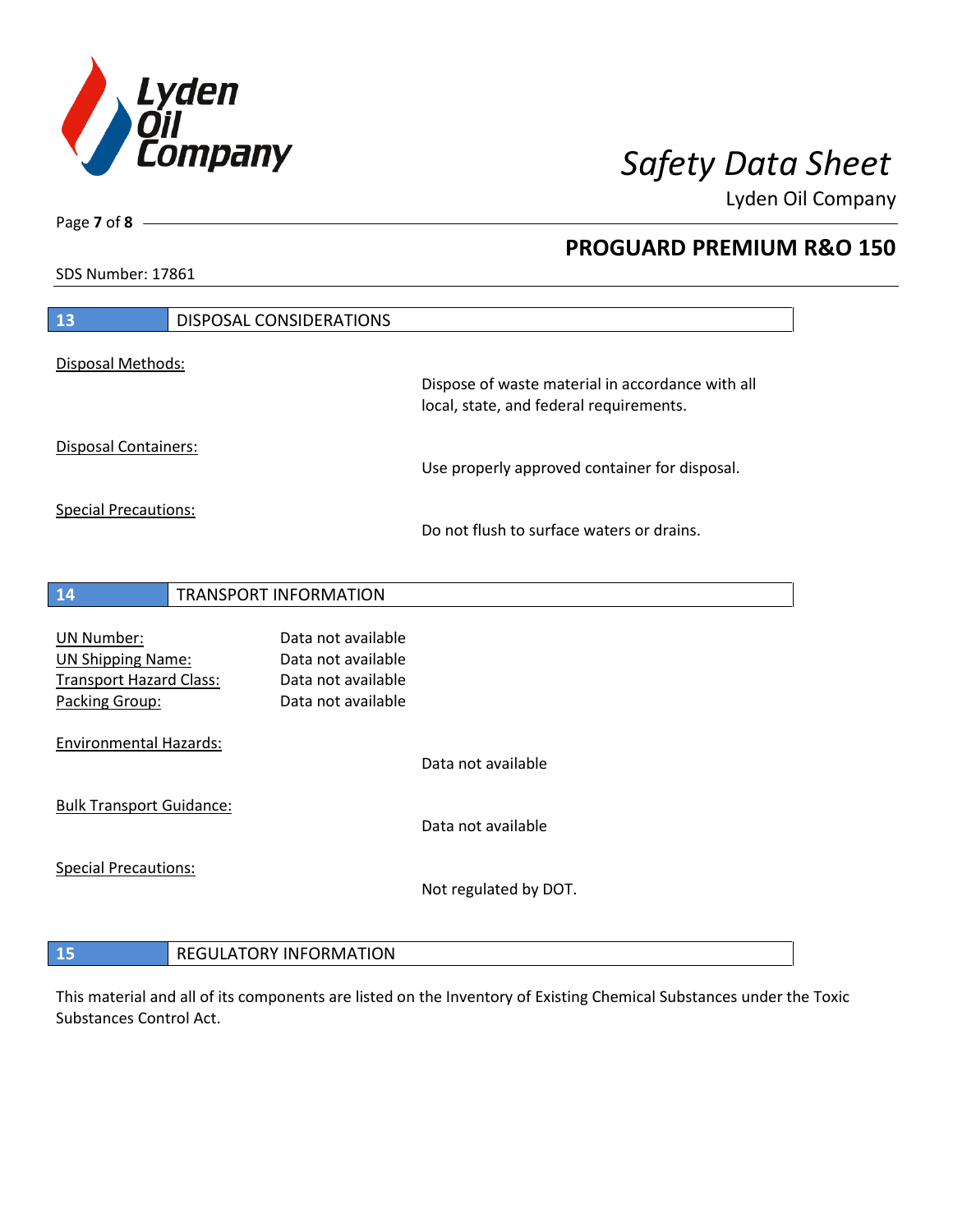## 13 DISPOSAL CONSIDERATIONS

Disposal Methods:

Dispose of waste material in accordance with all local, state, and federal requirements.

Disposal Containers:

Use properly approved container for disposal.

Special Precautions:

Do not flush to surface waters or drains.

## 14 TRANSPORT INFORMATION

| | |
|---|---|
| UN Number: | Data not available |
| UN Shipping Name: | Data not available |
| Transport Hazard Class: | Data not available |
| Packing Group: | Data not available |

Environmental Hazards:

Data not available

Bulk Transport Guidance:

Data not available

Special Precautions:

Not regulated by DOT.

## 15 REGULATORY INFORMATION

This material and all of its components are listed on the Inventory of Existing Chemical Substances under the Toxic Substances Control Act.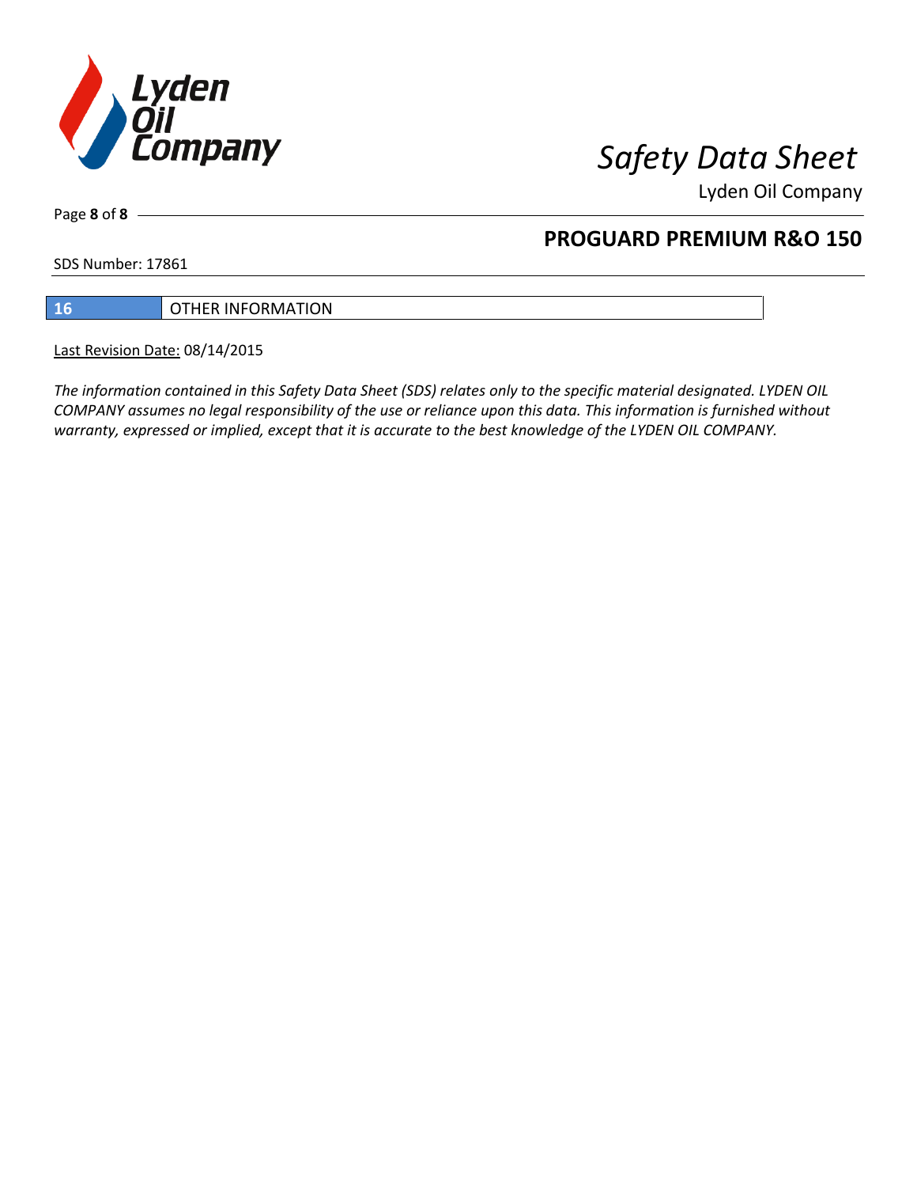## 16 OTHER INFORMATION

Last Revision Date: 08/14/2015

*The information contained in this Safety Data Sheet (SDS) relates only to the specific material designated. LYDEN OIL COMPANY assumes no legal responsibility of the use or reliance upon this data. This information is furnished without warranty, expressed or implied, except that it is accurate to the best knowledge of the LYDEN OIL COMPANY.*